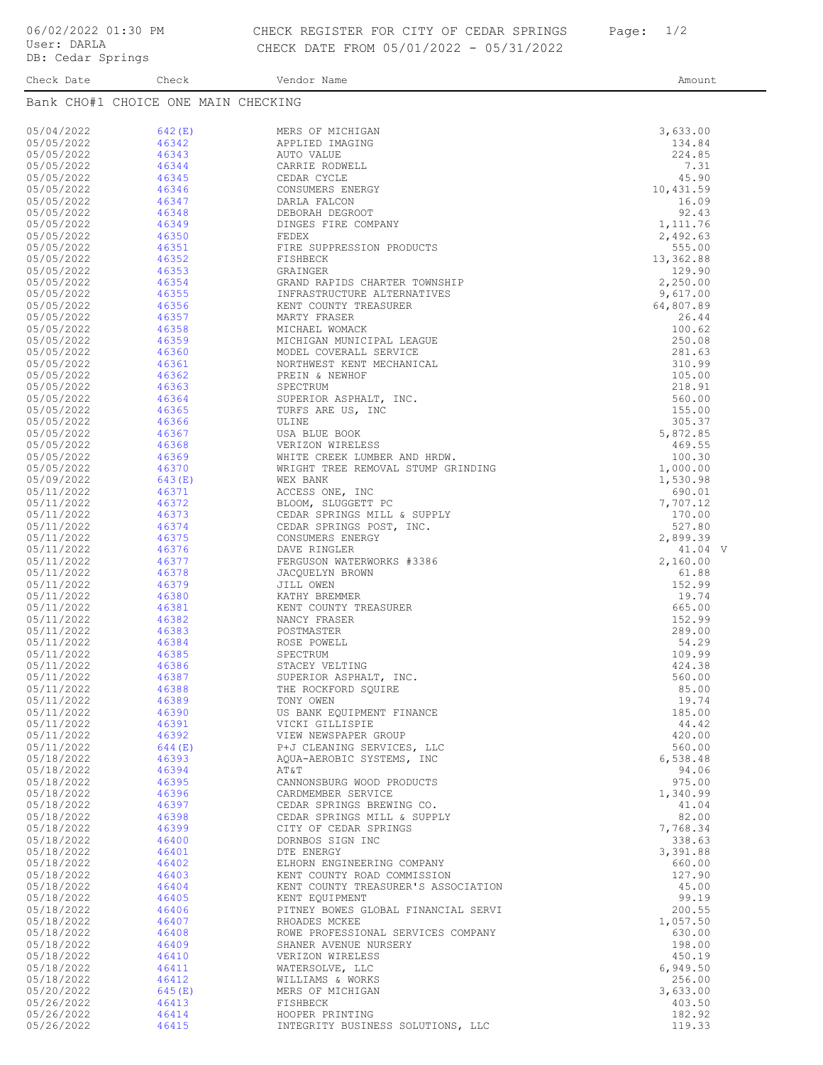06/02/2022 01:30 PM
User: DARLA
DB: Cedar Springs

# CHECK REGISTER FOR CITY OF CEDAR SPRINGS
CHECK DATE FROM 05/01/2022 - 05/31/2022

## Bank CHO#1 CHOICE ONE MAIN CHECKING

| Check Date | Check | Vendor Name | Amount |
|---|---|---|---|
| 05/04/2022 | 642(E) | MERS OF MICHIGAN | 3,633.00 |
| 05/05/2022 | 46342 | APPLIED IMAGING | 134.84 |
| 05/05/2022 | 46343 | AUTO VALUE | 224.85 |
| 05/05/2022 | 46344 | CARRIE RODWELL | 7.31 |
| 05/05/2022 | 46345 | CEDAR CYCLE | 45.90 |
| 05/05/2022 | 46346 | CONSUMERS ENERGY | 10,431.59 |
| 05/05/2022 | 46347 | DARLA FALCON | 16.09 |
| 05/05/2022 | 46348 | DEBORAH DEGROOT | 92.43 |
| 05/05/2022 | 46349 | DINGES FIRE COMPANY | 1,111.76 |
| 05/05/2022 | 46350 | FEDEX | 2,492.63 |
| 05/05/2022 | 46351 | FIRE SUPPRESSION PRODUCTS | 555.00 |
| 05/05/2022 | 46352 | FISHBECK | 13,362.88 |
| 05/05/2022 | 46353 | GRAINGER | 129.90 |
| 05/05/2022 | 46354 | GRAND RAPIDS CHARTER TOWNSHIP | 2,250.00 |
| 05/05/2022 | 46355 | INFRASTRUCTURE ALTERNATIVES | 9,617.00 |
| 05/05/2022 | 46356 | KENT COUNTY TREASURER | 64,807.89 |
| 05/05/2022 | 46357 | MARTY FRASER | 26.44 |
| 05/05/2022 | 46358 | MICHAEL WOMACK | 100.62 |
| 05/05/2022 | 46359 | MICHIGAN MUNICIPAL LEAGUE | 250.08 |
| 05/05/2022 | 46360 | MODEL COVERALL SERVICE | 281.63 |
| 05/05/2022 | 46361 | NORTHWEST KENT MECHANICAL | 310.99 |
| 05/05/2022 | 46362 | PREIN & NEWHOF | 105.00 |
| 05/05/2022 | 46363 | SPECTRUM | 218.91 |
| 05/05/2022 | 46364 | SUPERIOR ASPHALT, INC. | 560.00 |
| 05/05/2022 | 46365 | TURFS ARE US, INC | 155.00 |
| 05/05/2022 | 46366 | ULINE | 305.37 |
| 05/05/2022 | 46367 | USA BLUE BOOK | 5,872.85 |
| 05/05/2022 | 46368 | VERIZON WIRELESS | 469.55 |
| 05/05/2022 | 46369 | WHITE CREEK LUMBER AND HRDW. | 100.30 |
| 05/05/2022 | 46370 | WRIGHT TREE REMOVAL STUMP GRINDING | 1,000.00 |
| 05/09/2022 | 643(E) | WEX BANK | 1,530.98 |
| 05/11/2022 | 46371 | ACCESS ONE, INC | 690.01 |
| 05/11/2022 | 46372 | BLOOM, SLUGGETT PC | 7,707.12 |
| 05/11/2022 | 46373 | CEDAR SPRINGS MILL & SUPPLY | 170.00 |
| 05/11/2022 | 46374 | CEDAR SPRINGS POST, INC. | 527.80 |
| 05/11/2022 | 46375 | CONSUMERS ENERGY | 2,899.39 |
| 05/11/2022 | 46376 | DAVE RINGLER | 41.04 V |
| 05/11/2022 | 46377 | FERGUSON WATERWORKS #3386 | 2,160.00 |
| 05/11/2022 | 46378 | JACQUELYN BROWN | 61.88 |
| 05/11/2022 | 46379 | JILL OWEN | 152.99 |
| 05/11/2022 | 46380 | KATHY BREMMER | 19.74 |
| 05/11/2022 | 46381 | KENT COUNTY TREASURER | 665.00 |
| 05/11/2022 | 46382 | NANCY FRASER | 152.99 |
| 05/11/2022 | 46383 | POSTMASTER | 289.00 |
| 05/11/2022 | 46384 | ROSE POWELL | 54.29 |
| 05/11/2022 | 46385 | SPECTRUM | 109.99 |
| 05/11/2022 | 46386 | STACEY VELTING | 424.38 |
| 05/11/2022 | 46387 | SUPERIOR ASPHALT, INC. | 560.00 |
| 05/11/2022 | 46388 | THE ROCKFORD SQUIRE | 85.00 |
| 05/11/2022 | 46389 | TONY OWEN | 19.74 |
| 05/11/2022 | 46390 | US BANK EQUIPMENT FINANCE | 185.00 |
| 05/11/2022 | 46391 | VICKI GILLISPIE | 44.42 |
| 05/11/2022 | 46392 | VIEW NEWSPAPER GROUP | 420.00 |
| 05/11/2022 | 644(E) | P+J CLEANING SERVICES, LLC | 560.00 |
| 05/18/2022 | 46393 | AQUA-AEROBIC SYSTEMS, INC | 6,538.48 |
| 05/18/2022 | 46394 | AT&T | 94.06 |
| 05/18/2022 | 46395 | CANNONSBURG WOOD PRODUCTS | 975.00 |
| 05/18/2022 | 46396 | CARDMEMBER SERVICE | 1,340.99 |
| 05/18/2022 | 46397 | CEDAR SPRINGS BREWING CO. | 41.04 |
| 05/18/2022 | 46398 | CEDAR SPRINGS MILL & SUPPLY | 82.00 |
| 05/18/2022 | 46399 | CITY OF CEDAR SPRINGS | 7,768.34 |
| 05/18/2022 | 46400 | DORNBOS SIGN INC | 338.63 |
| 05/18/2022 | 46401 | DTE ENERGY | 3,391.88 |
| 05/18/2022 | 46402 | ELHORN ENGINEERING COMPANY | 660.00 |
| 05/18/2022 | 46403 | KENT COUNTY ROAD COMMISSION | 127.90 |
| 05/18/2022 | 46404 | KENT COUNTY TREASURER'S ASSOCIATION | 45.00 |
| 05/18/2022 | 46405 | KENT EQUIPMENT | 99.19 |
| 05/18/2022 | 46406 | PITNEY BOWES GLOBAL FINANCIAL SERVI | 200.55 |
| 05/18/2022 | 46407 | RHOADES MCKEE | 1,057.50 |
| 05/18/2022 | 46408 | ROWE PROFESSIONAL SERVICES COMPANY | 630.00 |
| 05/18/2022 | 46409 | SHANER AVENUE NURSERY | 198.00 |
| 05/18/2022 | 46410 | VERIZON WIRELESS | 450.19 |
| 05/18/2022 | 46411 | WATERSOLVE, LLC | 6,949.50 |
| 05/18/2022 | 46412 | WILLIAMS & WORKS | 256.00 |
| 05/20/2022 | 645(E) | MERS OF MICHIGAN | 3,633.00 |
| 05/26/2022 | 46413 | FISHBECK | 403.50 |
| 05/26/2022 | 46414 | HOOPER PRINTING | 182.92 |
| 05/26/2022 | 46415 | INTEGRITY BUSINESS SOLUTIONS, LLC | 119.33 |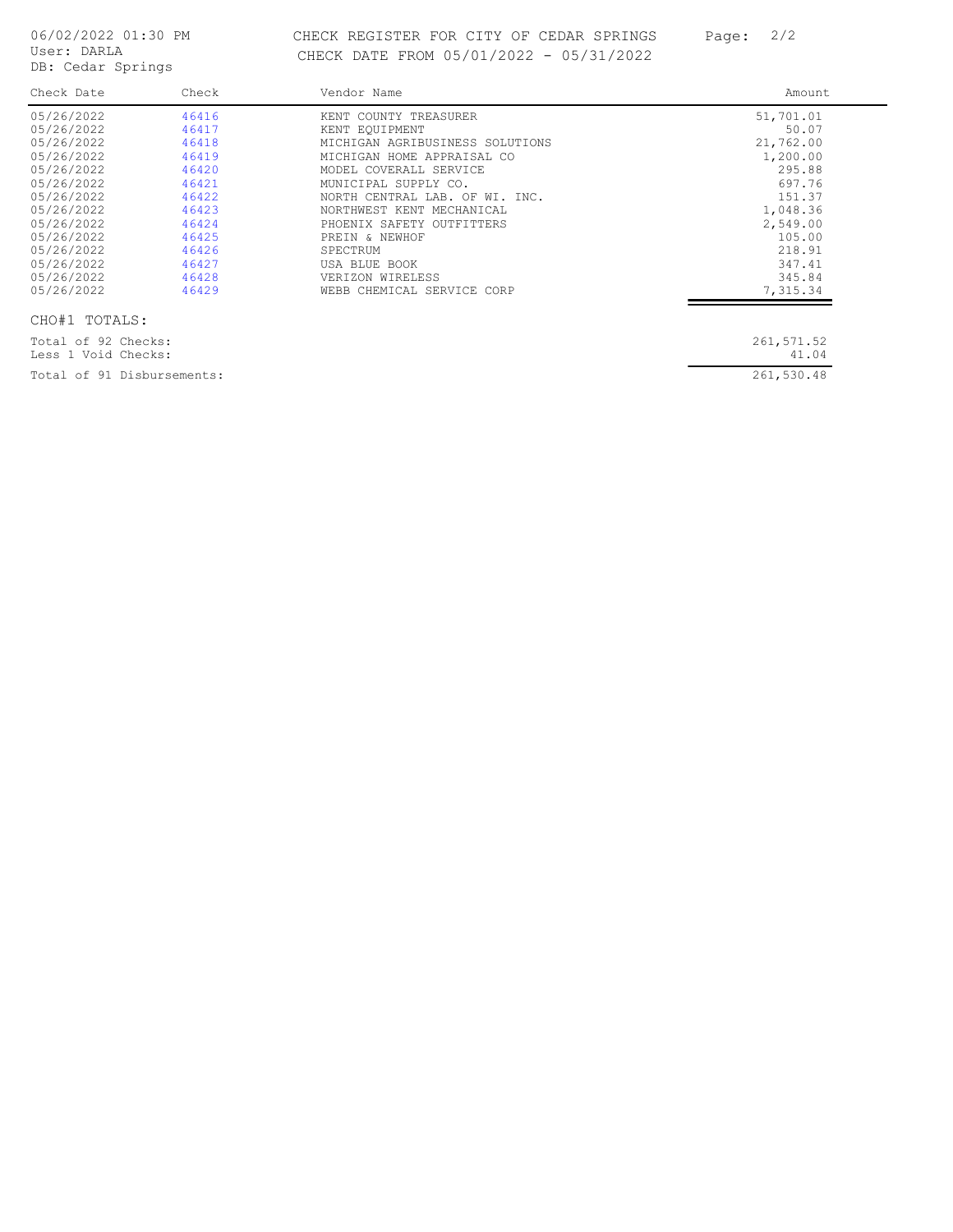06/02/2022 01:30 PM
User: DARLA
DB: Cedar Springs

# CHECK REGISTER FOR CITY OF CEDAR SPRINGS
## CHECK DATE FROM 05/01/2022 - 05/31/2022

| Check Date | Check | Vendor Name | Amount |
|---|---|---|---|
| 05/26/2022 | 46416 | KENT COUNTY TREASURER | 51,701.01 |
| 05/26/2022 | 46417 | KENT EQUIPMENT | 50.07 |
| 05/26/2022 | 46418 | MICHIGAN AGRIBUSINESS SOLUTIONS | 21,762.00 |
| 05/26/2022 | 46419 | MICHIGAN HOME APPRAISAL CO | 1,200.00 |
| 05/26/2022 | 46420 | MODEL COVERALL SERVICE | 295.88 |
| 05/26/2022 | 46421 | MUNICIPAL SUPPLY CO. | 697.76 |
| 05/26/2022 | 46422 | NORTH CENTRAL LAB. OF WI. INC. | 151.37 |
| 05/26/2022 | 46423 | NORTHWEST KENT MECHANICAL | 1,048.36 |
| 05/26/2022 | 46424 | PHOENIX SAFETY OUTFITTERS | 2,549.00 |
| 05/26/2022 | 46425 | PREIN & NEWHOF | 105.00 |
| 05/26/2022 | 46426 | SPECTRUM | 218.91 |
| 05/26/2022 | 46427 | USA BLUE BOOK | 347.41 |
| 05/26/2022 | 46428 | VERIZON WIRELESS | 345.84 |
| 05/26/2022 | 46429 | WEBB CHEMICAL SERVICE CORP | 7,315.34 |

CHO#1 TOTALS:

| | |
|---|---|
| Total of 92 Checks: | 261,571.52 |
| Less 1 Void Checks: | 41.04 |
| Total of 91 Disbursements: | 261,530.48 |